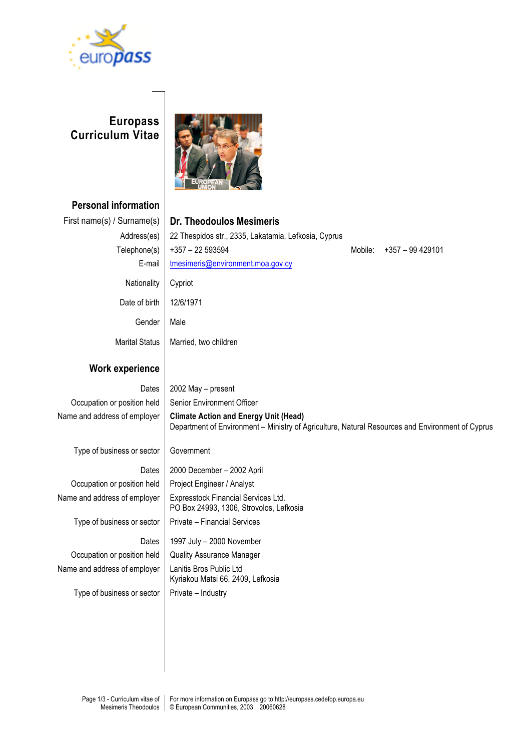# Europass Curriculum Vitae

## Personal information

| | |
|---|---|
| First name(s) / Surname(s) | **Dr. Theodoulos Mesimeris** |
| Address(es) | 22 Thespidos str., 2335, Lakatamia, Lefkosia, Cyprus |
| Telephone(s) | +357 – 22 593594 Mobile: +357 – 99 429101 |
| E-mail | tmesimeris@environment.moa.gov.cy |
| Nationality | Cypriot |
| Date of birth | 12/6/1971 |
| Gender | Male |
| Marital Status | Married, two children |

## Work experience

| | |
|---|---|
| Dates | 2002 May – present |
| Occupation or position held | Senior Environment Officer |
| Name and address of employer | **Climate Action and Energy Unit (Head)**<br>Department of Environment – Ministry of Agriculture, Natural Resources and Environment of Cyprus |
| Type of business or sector | Government |
| Dates | 2000 December – 2002 April |
| Occupation or position held | Project Engineer / Analyst |
| Name and address of employer | Expresstock Financial Services Ltd.<br>PO Box 24993, 1306, Strovolos, Lefkosia |
| Type of business or sector | Private – Financial Services |
| Dates | 1997 July – 2000 November |
| Occupation or position held | Quality Assurance Manager |
| Name and address of employer | Lanitis Bros Public Ltd<br>Kyriakou Matsi 66, 2409, Lefkosia |
| Type of business or sector | Private – Industry |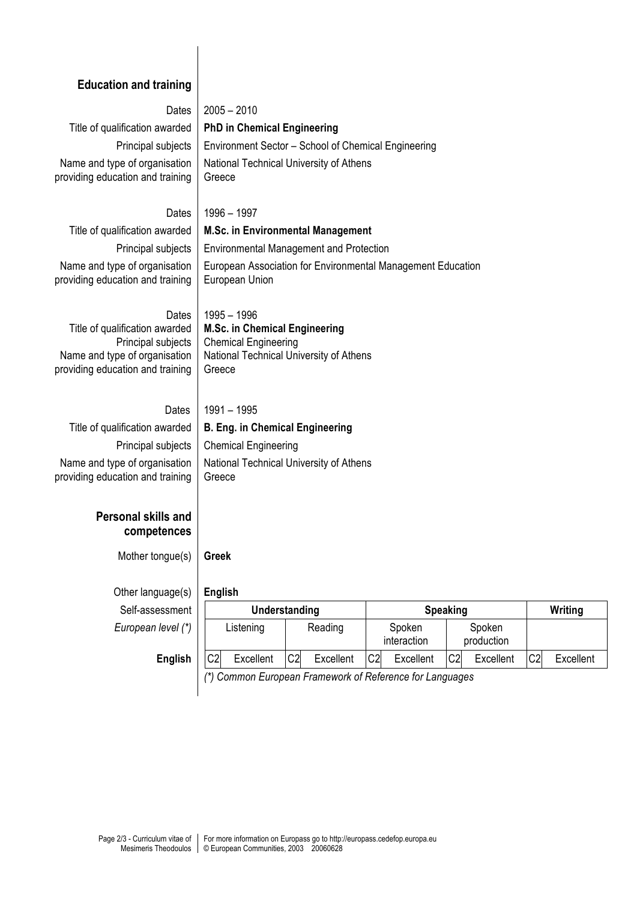## Education and training

**Dates:** 2005 – 2010
**Title of qualification awarded:** **PhD in Chemical Engineering**
**Principal subjects:** Environment Sector – School of Chemical Engineering
**Name and type of organisation providing education and training:** National Technical University of Athens
Greece

**Dates:** 1996 – 1997
**Title of qualification awarded:** **M.Sc. in Environmental Management**
**Principal subjects:** Environmental Management and Protection
**Name and type of organisation providing education and training:** European Association for Environmental Management Education
European Union

**Dates:** 1995 – 1996
**Title of qualification awarded:** **M.Sc. in Chemical Engineering**
**Principal subjects:** Chemical Engineering
**Name and type of organisation providing education and training:** National Technical University of Athens
Greece

**Dates:** 1991 – 1995
**Title of qualification awarded:** **B. Eng. in Chemical Engineering**
**Principal subjects:** Chemical Engineering
**Name and type of organisation providing education and training:** National Technical University of Athens
Greece

## Personal skills and competences

**Mother tongue(s):** **Greek**

**Other language(s):** **English**

Self-assessment

| *European level (\*)* | Understanding | | | | Speaking | | | | Writing | |
|---|---|---|---|---|---|---|---|---|---|---|
| | Listening | | Reading | | Spoken interaction | | Spoken production | | | |
| **English** | C2 | Excellent | C2 | Excellent | C2 | Excellent | C2 | Excellent | C2 | Excellent |

*(\*) Common European Framework of Reference for Languages*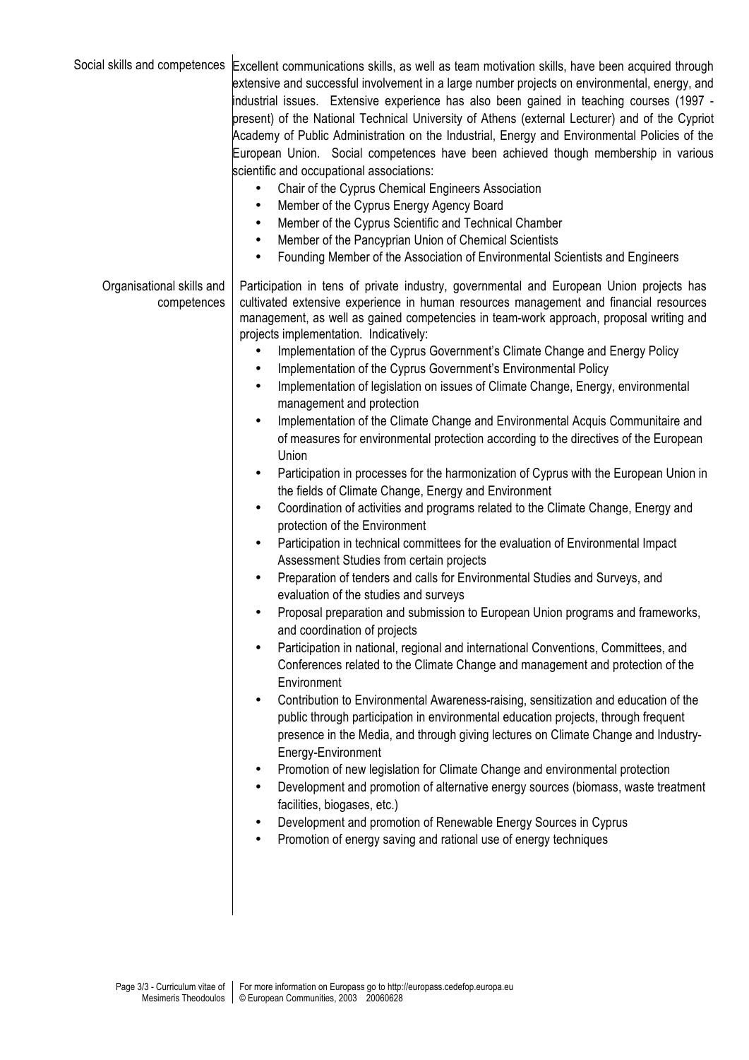**Social skills and competences**

Excellent communications skills, as well as team motivation skills, have been acquired through extensive and successful involvement in a large number projects on environmental, energy, and industrial issues. Extensive experience has also been gained in teaching courses (1997 - present) of the National Technical University of Athens (external Lecturer) and of the Cypriot Academy of Public Administration on the Industrial, Energy and Environmental Policies of the European Union. Social competences have been achieved though membership in various scientific and occupational associations:

- Chair of the Cyprus Chemical Engineers Association
- Member of the Cyprus Energy Agency Board
- Member of the Cyprus Scientific and Technical Chamber
- Member of the Pancyprian Union of Chemical Scientists
- Founding Member of the Association of Environmental Scientists and Engineers

**Organisational skills and competences**

Participation in tens of private industry, governmental and European Union projects has cultivated extensive experience in human resources management and financial resources management, as well as gained competencies in team-work approach, proposal writing and projects implementation. Indicatively:

- Implementation of the Cyprus Government's Climate Change and Energy Policy
- Implementation of the Cyprus Government's Environmental Policy
- Implementation of legislation on issues of Climate Change, Energy, environmental management and protection
- Implementation of the Climate Change and Environmental Acquis Communitaire and of measures for environmental protection according to the directives of the European Union
- Participation in processes for the harmonization of Cyprus with the European Union in the fields of Climate Change, Energy and Environment
- Coordination of activities and programs related to the Climate Change, Energy and protection of the Environment
- Participation in technical committees for the evaluation of Environmental Impact Assessment Studies from certain projects
- Preparation of tenders and calls for Environmental Studies and Surveys, and evaluation of the studies and surveys
- Proposal preparation and submission to European Union programs and frameworks, and coordination of projects
- Participation in national, regional and international Conventions, Committees, and Conferences related to the Climate Change and management and protection of the Environment
- Contribution to Environmental Awareness-raising, sensitization and education of the public through participation in environmental education projects, through frequent presence in the Media, and through giving lectures on Climate Change and Industry-Energy-Environment
- Promotion of new legislation for Climate Change and environmental protection
- Development and promotion of alternative energy sources (biomass, waste treatment facilities, biogases, etc.)
- Development and promotion of Renewable Energy Sources in Cyprus
- Promotion of energy saving and rational use of energy techniques